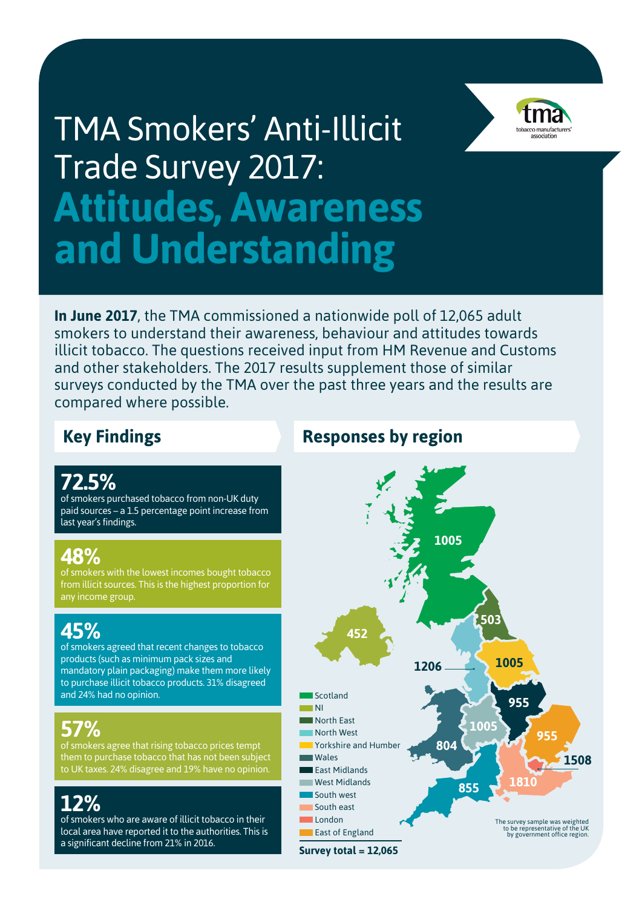# TMA Smokers' Anti-Illicit Trade Survey 2017: **Attitudes, Awareness and Understanding**

**In June 2017**, the TMA commissioned a nationwide poll of 12,065 adult smokers to understand their awareness, behaviour and attitudes towards illicit tobacco. The questions received input from HM Revenue and Customs and other stakeholders. The 2017 results supplement those of similar surveys conducted by the TMA over the past three years and the results are compared where possible.

## Key Findings

**72.5%**
of smokers purchased tobacco from non-UK duty paid sources – a 1.5 percentage point increase from last year's findings.

**48%**
of smokers with the lowest incomes bought tobacco from illicit sources. This is the highest proportion for any income group.

**45%**
of smokers agreed that recent changes to tobacco products (such as minimum pack sizes and mandatory plain packaging) make them more likely to purchase illicit tobacco products. 31% disagreed and 24% had no opinion.

**57%**
of smokers agree that rising tobacco prices tempt them to purchase tobacco that has not been subject to UK taxes. 24% disagree and 19% have no opinion.

**12%**
of smokers who are aware of illicit tobacco in their local area have reported it to the authorities. This is a significant decline from 21% in 2016.

## Responses by region

| Region | Responses |
|---|---|
| Scotland | 1005 |
| NI | 452 |
| North East | 503 |
| North West | 1206 |
| Yorkshire and Humber | 1005 |
| Wales | 804 |
| East Midlands | 955 |
| West Midlands | 1005 |
| South west | 855 |
| South east | 1810 |
| London | 1508 |
| East of England | 955 |

**Survey total = 12,065**

The survey sample was weighted to be representative of the UK by government office region.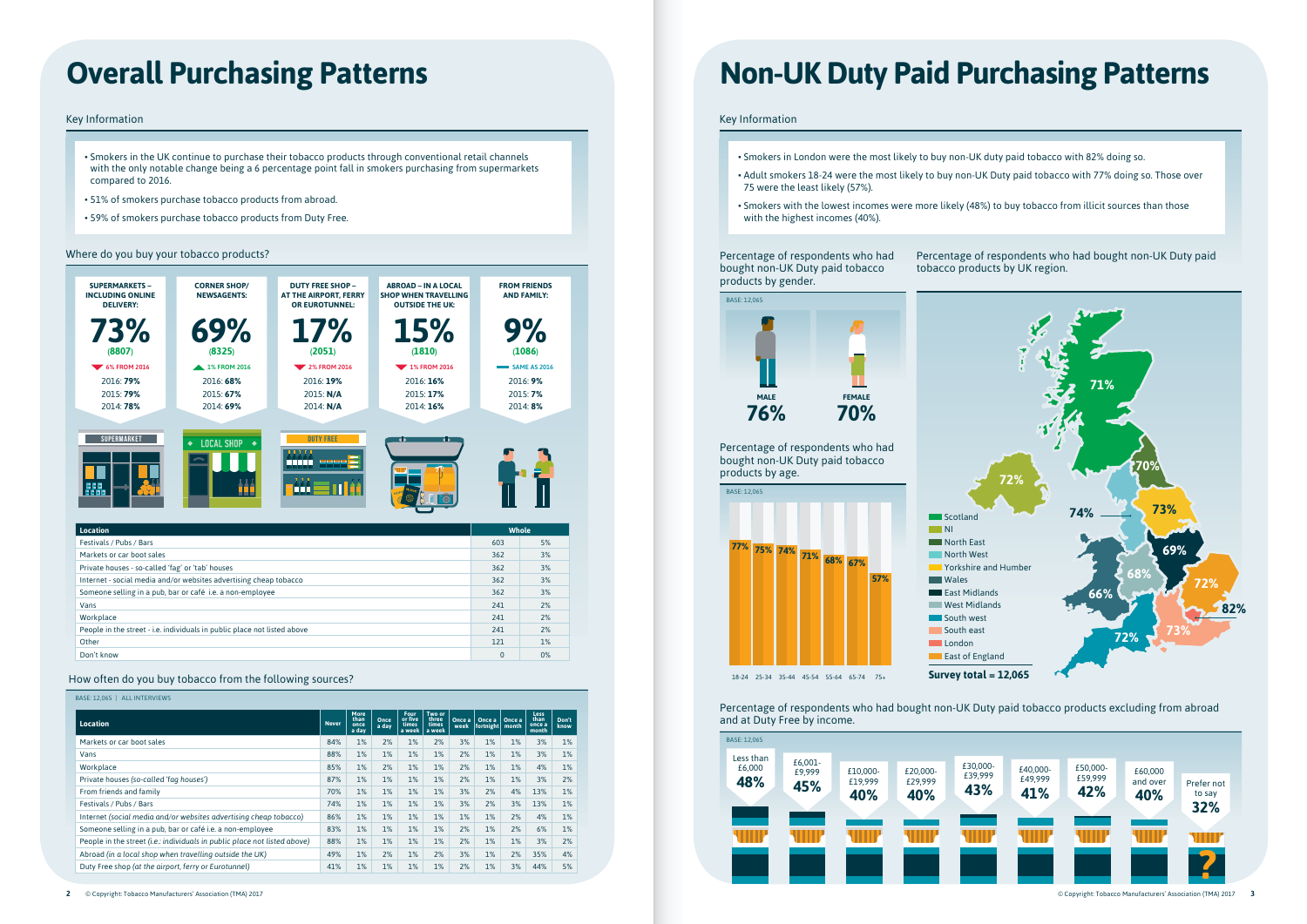# Overall Purchasing Patterns

Key Information

- Smokers in the UK continue to purchase their tobacco products through conventional retail channels with the only notable change being a 6 percentage point fall in smokers purchasing from supermarkets compared to 2016.
- 51% of smokers purchase tobacco products from abroad.
- 59% of smokers purchase tobacco products from Duty Free.

## Where do you buy your tobacco products?

| SUPERMARKETS – INCLUDING ONLINE DELIVERY: | CORNER SHOP/ NEWSAGENTS: | DUTY FREE SHOP – AT THE AIRPORT, FERRY OR EUROTUNNEL: | ABROAD – IN A LOCAL SHOP WHEN TRAVELLING OUTSIDE THE UK: | FROM FRIENDS AND FAMILY: |
|---|---|---|---|---|
| **73%** (8807) | **69%** (8325) | **17%** (2051) | **15%** (1810) | **9%** (1086) |
| 6% FROM 2016 | 1% FROM 2016 | 2% FROM 2016 | 1% FROM 2016 | SAME AS 2016 |
| 2016: **79%** | 2016: **68%** | 2016: **19%** | 2016: **16%** | 2016: **9%** |
| 2015: **79%** | 2015: **67%** | 2015: **N/A** | 2015: **17%** | 2015: **7%** |
| 2014: **78%** | 2014: **69%** | 2014: **N/A** | 2014: **16%** | 2014: **8%** |

| Location | Whole | |
|---|---|---|
| Festivals / Pubs / Bars | 603 | 5% |
| Markets or car boot sales | 362 | 3% |
| Private houses - so-called 'fag' or 'tab' houses | 362 | 3% |
| Internet - social media and/or websites advertising cheap tobacco | 362 | 3% |
| Someone selling in a pub, bar or café i.e. a non-employee | 362 | 3% |
| Vans | 241 | 2% |
| Workplace | 241 | 2% |
| People in the street - i.e. individuals in public place not listed above | 241 | 2% |
| Other | 121 | 1% |
| Don't know | 0 | 0% |

## How often do you buy tobacco from the following sources?

BASE: 12,065 | ALL INTERVIEWS

| Location | Never | More than once a day | Once a day | Four or five times a week | Two or three times a week | Once a week | Once a fortnight | Once a month | Less than once a month | Don't know |
|---|---|---|---|---|---|---|---|---|---|---|
| Markets or car boot sales | 84% | 1% | 2% | 1% | 2% | 3% | 1% | 1% | 3% | 1% |
| Vans | 88% | 1% | 1% | 1% | 1% | 2% | 1% | 1% | 3% | 1% |
| Workplace | 85% | 1% | 2% | 1% | 1% | 2% | 1% | 1% | 4% | 1% |
| Private houses (*so-called 'fag houses'*) | 87% | 1% | 1% | 1% | 1% | 2% | 1% | 1% | 3% | 2% |
| From friends and family | 70% | 1% | 1% | 1% | 1% | 3% | 2% | 4% | 13% | 1% |
| Festivals / Pubs / Bars | 74% | 1% | 1% | 1% | 1% | 3% | 2% | 3% | 13% | 1% |
| Internet (*social media and/or websites advertising cheap tobacco*) | 86% | 1% | 1% | 1% | 1% | 1% | 1% | 2% | 4% | 1% |
| Someone selling in a pub, bar or café i.e. a non-employee | 83% | 1% | 1% | 1% | 1% | 2% | 1% | 2% | 6% | 1% |
| People in the street (*i.e.: individuals in public place not listed above*) | 88% | 1% | 1% | 1% | 1% | 2% | 1% | 1% | 3% | 2% |
| Abroad (*in a local shop when travelling outside the UK*) | 49% | 1% | 2% | 1% | 2% | 3% | 1% | 2% | 35% | 4% |
| Duty Free shop (*at the airport, ferry or Eurotunnel*) | 41% | 1% | 1% | 1% | 1% | 2% | 1% | 3% | 44% | 5% |

# Non-UK Duty Paid Purchasing Patterns

Key Information

- Smokers in London were the most likely to buy non-UK duty paid tobacco with 82% doing so.
- Adult smokers 18-24 were the most likely to buy non-UK Duty paid tobacco with 77% doing so. Those over 75 were the least likely (57%).
- Smokers with the lowest incomes were more likely (48%) to buy tobacco from illicit sources than those with the highest incomes (40%).

## Percentage of respondents who had bought non-UK Duty paid tobacco products by gender.

BASE: 12,065

| MALE | FEMALE |
|---|---|
| 76% | 70% |

## Percentage of respondents who had bought non-UK Duty paid tobacco products by age.

BASE: 12,065

| 18-24 | 25-34 | 35-44 | 45-54 | 55-64 | 65-74 | 75+ |
|---|---|---|---|---|---|---|
| 77% | 75% | 74% | 71% | 68% | 67% | 57% |

## Percentage of respondents who had bought non-UK Duty paid tobacco products by UK region.

| Region | % |
|---|---|
| Scotland | 71% |
| NI | 72% |
| North East | 70% |
| North West | 74% |
| Yorkshire and Humber | 73% |
| Wales | 66% |
| East Midlands | 69% |
| West Midlands | 68% |
| South west | 72% |
| South east | 73% |
| London | 82% |
| East of England | 72% |

**Survey total = 12,065**

## Percentage of respondents who had bought non-UK Duty paid tobacco products excluding from abroad and at Duty Free by income.

BASE: 12,065

| Less than £6,000 | £6,001-£9,999 | £10,000-£19,999 | £20,000-£29,999 | £30,000-£39,999 | £40,000-£49,999 | £50,000-£59,999 | £60,000 and over | Prefer not to say |
|---|---|---|---|---|---|---|---|---|
| 48% | 45% | 40% | 40% | 43% | 41% | 42% | 40% | 32% |

© Copyright: Tobacco Manufacturers' Association (TMA) 2017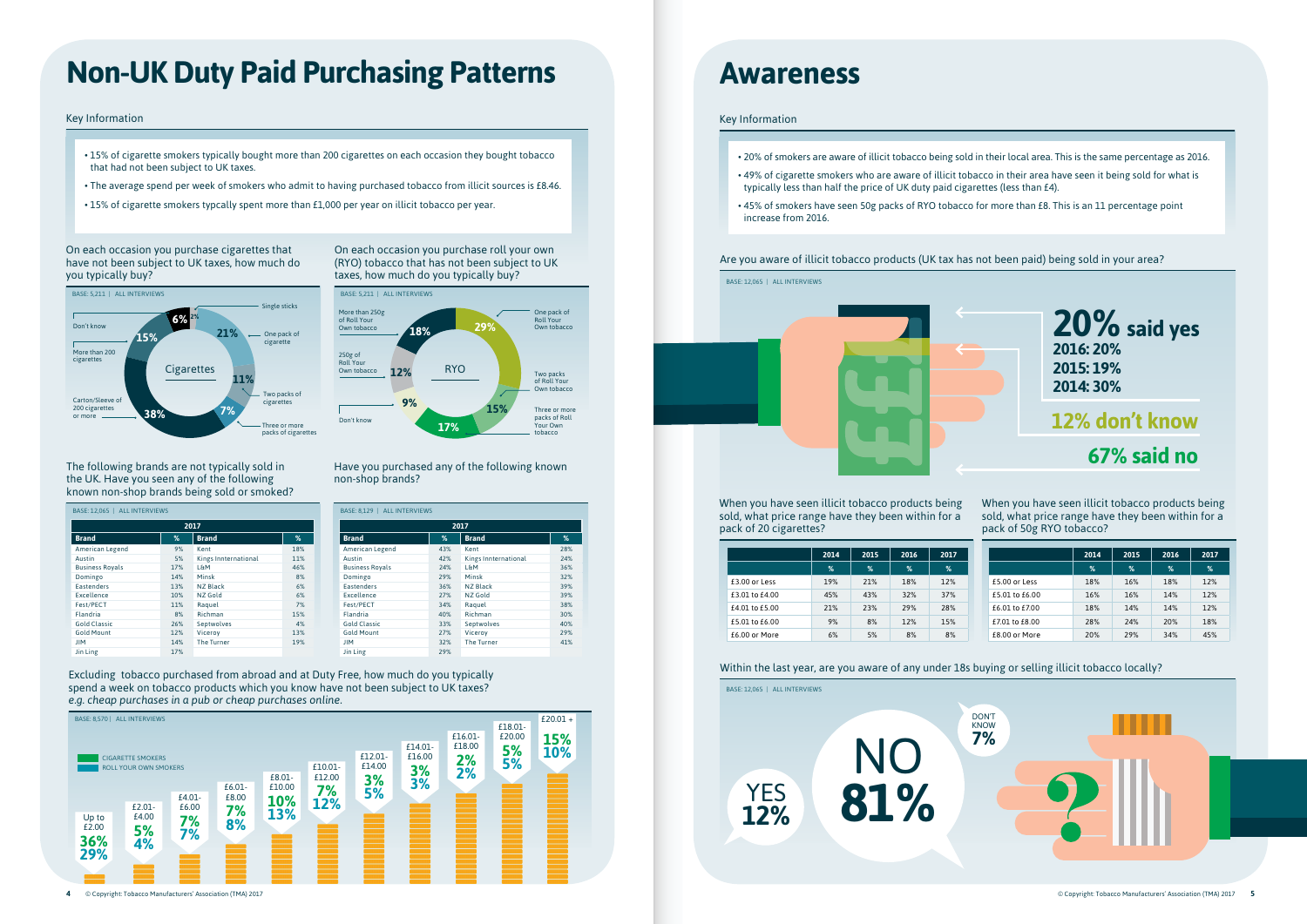# Non-UK Duty Paid Purchasing Patterns

Key Information

- 15% of cigarette smokers typically bought more than 200 cigarettes on each occasion they bought tobacco that had not been subject to UK taxes.
- The average spend per week of smokers who admit to having purchased tobacco from illicit sources is £8.46.
- 15% of cigarette smokers typcally spent more than £1,000 per year on illicit tobacco per year.

On each occasion you purchase cigarettes that have not been subject to UK taxes, how much do you typically buy?

BASE: 5,211 | ALL INTERVIEWS

| Cigarettes | % |
|---|---|
| Single sticks | 2% |
| One pack of cigarette | 21% |
| Two packs of cigarettes | 11% |
| Three or more packs of cigarettes | 7% |
| Carton/Sleeve of 200 cigarettes or more | 38% |
| More than 200 cigarettes | 15% |
| Don't know | 6% |

On each occasion you purchase roll your own (RYO) tobacco that has not been subject to UK taxes, how much do you typically buy?

BASE: 5,211 | ALL INTERVIEWS

| RYO | % |
|---|---|
| One pack of Roll Your Own tobacco | 29% |
| Two packs of Roll Your Own tobacco | 15% |
| Three or more packs of Roll Your Own tobacco | 17% |
| Don't know | 9% |
| 250g of Roll Your Own tobacco | 12% |
| More than 250g of Roll Your Own tobacco | 18% |

The following brands are not typically sold in the UK. Have you seen any of the following known non-shop brands being sold or smoked?

BASE: 12,065 | ALL INTERVIEWS

| 2017 | | | |
|---|---|---|---|
| **Brand** | **%** | **Brand** | **%** |
| American Legend | 9% | Kent | 18% |
| Austin | 5% | Kings Innternational | 11% |
| Business Royals | 17% | L&M | 46% |
| Domingo | 14% | Minsk | 8% |
| Eastenders | 13% | NZ Black | 6% |
| Excellence | 10% | NZ Gold | 6% |
| Fest/PECT | 11% | Raquel | 7% |
| Flandria | 8% | Richman | 15% |
| Gold Classic | 26% | Septwolves | 4% |
| Gold Mount | 12% | Viceroy | 13% |
| JIM | 14% | The Turner | 19% |
| Jin Ling | 17% | | |

Have you purchased any of the following known non-shop brands?

BASE: 8,129 | ALL INTERVIEWS

| 2017 | | | |
|---|---|---|---|
| **Brand** | **%** | **Brand** | **%** |
| American Legend | 43% | Kent | 28% |
| Austin | 42% | Kings Innternational | 24% |
| Business Royals | 24% | L&M | 36% |
| Domingo | 29% | Minsk | 32% |
| Eastenders | 36% | NZ Black | 39% |
| Excellence | 27% | NZ Gold | 39% |
| Fest/PECT | 34% | Raquel | 38% |
| Flandria | 40% | Richman | 30% |
| Gold Classic | 33% | Septwolves | 40% |
| Gold Mount | 27% | Viceroy | 29% |
| JIM | 32% | The Turner | 41% |
| Jin Ling | 29% | | |

Excluding tobacco purchased from abroad and at Duty Free, how much do you typically spend a week on tobacco products which you know have not been subject to UK taxes? *e.g. cheap purchases in a pub or cheap purchases online.*

BASE: 8,570 | ALL INTERVIEWS

| Spend | Cigarette smokers | Roll your own smokers |
|---|---|---|
| Up to £2.00 | 36% | 29% |
| £2.01-£4.00 | 5% | 4% |
| £4.01-£6.00 | 7% | 7% |
| £6.01-£8.00 | 7% | 8% |
| £8.01-£10.00 | 10% | 13% |
| £10.01-£12.00 | 7% | 12% |
| £12.01-£14.00 | 3% | 5% |
| £14.01-£16.00 | 3% | 3% |
| £16.01-£18.00 | 2% | 2% |
| £18.01-£20.00 | 5% | 5% |
| £20.01 + | 15% | 10% |

# Awareness

Key Information

- 20% of smokers are aware of illicit tobacco being sold in their local area. This is the same percentage as 2016.
- 49% of cigarette smokers who are aware of illicit tobacco in their area have seen it being sold for what is typically less than half the price of UK duty paid cigarettes (less than £4).
- 45% of smokers have seen 50g packs of RYO tobacco for more than £8. This is an 11 percentage point increase from 2016.

Are you aware of illicit tobacco products (UK tax has not been paid) being sold in your area?

BASE: 12,065 | ALL INTERVIEWS

**20% said yes**
**2016: 20%**
**2015: 19%**
**2014: 30%**

**12% don't know**

**67% said no**

When you have seen illicit tobacco products being sold, what price range have they been within for a pack of 20 cigarettes?

| | 2014 | 2015 | 2016 | 2017 |
|---|---|---|---|---|
| | % | % | % | % |
| £3.00 or Less | 19% | 21% | 18% | 12% |
| £3.01 to £4.00 | 45% | 43% | 32% | 37% |
| £4.01 to £5.00 | 21% | 23% | 29% | 28% |
| £5.01 to £6.00 | 9% | 8% | 12% | 15% |
| £6.00 or More | 6% | 5% | 8% | 8% |

When you have seen illicit tobacco products being sold, what price range have they been within for a pack of 50g RYO tobacco?

| | 2014 | 2015 | 2016 | 2017 |
|---|---|---|---|---|
| | % | % | % | % |
| £5.00 or Less | 18% | 16% | 18% | 12% |
| £5.01 to £6.00 | 16% | 16% | 14% | 12% |
| £6.01 to £7.00 | 18% | 14% | 14% | 12% |
| £7.01 to £8.00 | 28% | 24% | 20% | 18% |
| £8.00 or More | 20% | 29% | 34% | 45% |

Within the last year, are you aware of any under 18s buying or selling illicit tobacco locally?

BASE: 12,065 | ALL INTERVIEWS

YES 12%

NO 81%

DON'T KNOW 7%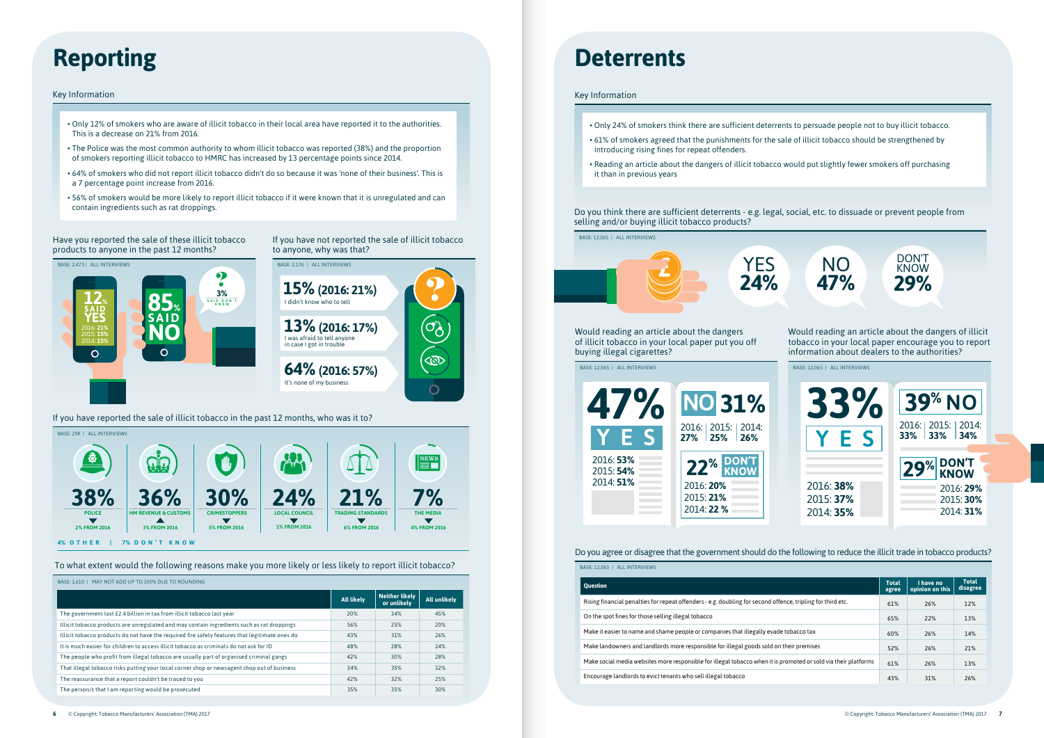# Reporting

Key Information

- Only 12% of smokers who are aware of illicit tobacco in their local area have reported it to the authorities. This is a decrease on 21% from 2016.
- The Police was the most common authority to whom illicit tobacco was reported (38%) and the proportion of smokers reporting illicit tobacco to HMRC has increased by 13 percentage points since 2014.
- 64% of smokers who did not report illicit tobacco didn't do so because it was 'none of their business'. This is a 7 percentage point increase from 2016.
- 56% of smokers would be more likely to report illicit tobacco if it were known that it is unregulated and can contain ingredients such as rat droppings.

Have you reported the sale of these illicit tobacco products to anyone in the past 12 months?

BASE: 2,473 | ALL INTERVIEWS

12% SAID YES (2016: **21%**, 2015: **15%**, 2014: **15%**)

85% SAID NO

3% SAID DON'T KNOW

If you have not reported the sale of illicit tobacco to anyone, why was that?

BASE: 2,176 | ALL INTERVIEWS

**15% (2016: 21%)** I didn't know who to tell

**13% (2016: 17%)** I was afraid to tell anyone in case I got in trouble

**64% (2016: 57%)** It's none of my business

If you have reported the sale of illicit tobacco in the past 12 months, who was it to?

BASE: 298 | ALL INTERVIEWS

| 38% | 36% | 30% | 24% | 21% | 7% |
|---|---|---|---|---|---|
| POLICE | HM REVENUE & CUSTOMS | CRIMESTOPPERS | LOCAL COUNCIL | TRADING STANDARDS | THE MEDIA |
| ▼ 2% FROM 2016 | ▲ 3% FROM 2016 | ▼ 5% FROM 2016 | ▼ 1% FROM 2016 | ▼ 6% FROM 2016 | ▼ 4% FROM 2016 |

4% OTHER | 7% DON'T KNOW

To what extent would the following reasons make you more likely or less likely to report illicit tobacco?

BASE: 1,610 | MAY NOT ADD UP TO 100% DUE TO ROUNDING

| | All likely | Neither likely or unlikely | All unlikely |
|---|---|---|---|
| The government lost £2.4 billion in tax from illicit tobacco last year | 20% | 34% | 45% |
| Illicit tobacco products are unregulated and may contain ingredients such as rat droppings | 56% | 25% | 20% |
| Illicit tobacco products do not have the required fire safety features that legitimate ones do | 43% | 31% | 26% |
| It is much easier for children to access illicit tobacco as criminals do not ask for ID | 48% | 28% | 24% |
| The people who profit from illegal tobacco are usually part of organised criminal gangs | 42% | 30% | 28% |
| That illegal tobacco risks putting your local corner shop or newsagent shop out of business | 34% | 35% | 32% |
| The reassurance that a report couldn't be traced to you | 42% | 32% | 25% |
| The person/s that I am reporting would be prosecuted | 35% | 35% | 30% |

# Deterrents

Key Information

- Only 24% of smokers think there are sufficient deterrents to persuade people not to buy illicit tobacco.
- 61% of smokers agreed that the punishments for the sale of illicit tobacco should be strengthened by introducing rising fines for repeat offenders.
- Reading an article about the dangers of illicit tobacco would put slightly fewer smokers off purchasing it than in previous years

Do you think there are sufficient deterrents - e.g. legal, social, etc. to dissuade or prevent people from selling and/or buying illicit tobacco products?

BASE: 12,065 | ALL INTERVIEWS

YES 24% | NO 47% | DON'T KNOW 29%

Would reading an article about the dangers of illicit tobacco in your local paper put you off buying illegal cigarettes?

BASE: 12,065 | ALL INTERVIEWS

47% YES (2016: **53%**, 2015: **54%**, 2014: **51%**)

NO 31% (2016: **27%**, 2015: **25%**, 2014: **26%**)

22% DON'T KNOW (2016: **20%**, 2015: **21%**, 2014: **22 %**)

Would reading an article about the dangers of illicit tobacco in your local paper encourage you to report information about dealers to the authorities?

BASE: 12,065 | ALL INTERVIEWS

33% YES (2016: **38%**, 2015: **37%**, 2014: **35%**)

39% NO (2016: **33%**, 2015: **33%**, 2014: **34%**)

29% DON'T KNOW (2016: **29%**, 2015: **30%**, 2014: **31%**)

Do you agree or disagree that the government should do the following to reduce the illicit trade in tobacco products?

BASE: 12,065 | ALL INTERVIEWS

| Question | Total agree | I have no opinion on this | Total disagree |
|---|---|---|---|
| Rising financial penalties for repeat offenders - e.g. doubling for second offence, tripling for third etc. | 61% | 26% | 12% |
| On the spot fines for those selling illegal tobacco | 65% | 22% | 13% |
| Make it easier to name and shame people or companies that illegally evade tobacco tax | 60% | 26% | 14% |
| Make landowners and landlords more responsible for illegal goods sold on their premises | 52% | 26% | 21% |
| Make social media websites more responsible for illegal tobacco when it is promoted or sold via their platforms | 61% | 26% | 13% |
| Encourage landlords to evict tenants who sell illegal tobacco | 43% | 31% | 26% |

© Copyright: Tobacco Manufacturers' Association (TMA) 2017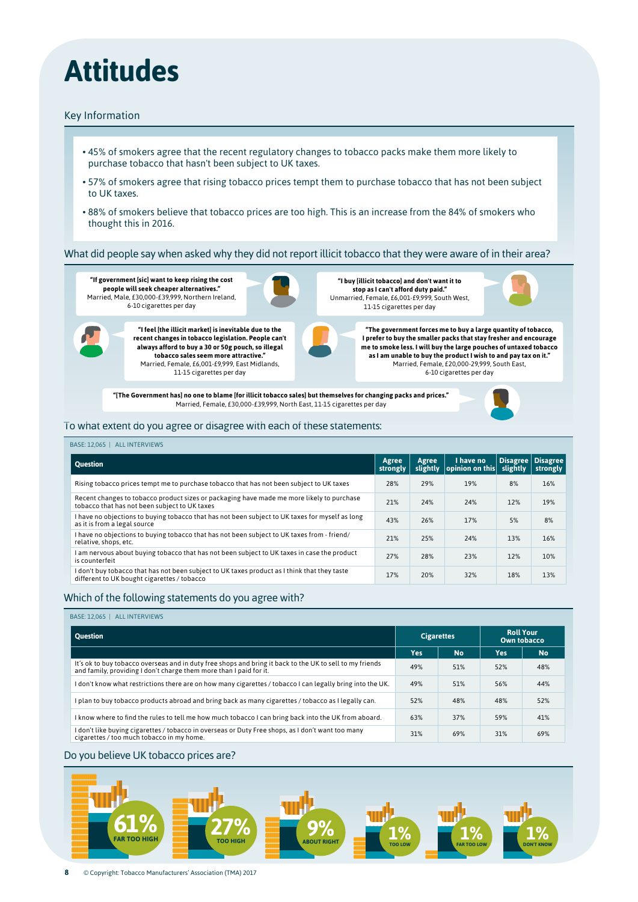# Attitudes

## Key Information

- 45% of smokers agree that the recent regulatory changes to tobacco packs make them more likely to purchase tobacco that hasn't been subject to UK taxes.
- 57% of smokers agree that rising tobacco prices tempt them to purchase tobacco that has not been subject to UK taxes.
- 88% of smokers believe that tobacco prices are too high. This is an increase from the 84% of smokers who thought this in 2016.

## What did people say when asked why they did not report illicit tobacco that they were aware of in their area?

**"If government [sic] want to keep rising the cost people will seek cheaper alternatives."**
Married, Male, £30,000-£39,999, Northern Ireland, 6-10 cigarettes per day

**"I buy [illicit tobacco] and don't want it to stop as I can't afford duty paid."**
Unmarried, Female, £6,001-£9,999, South West, 11-15 cigarettes per day

**"I feel [the illicit market] is inevitable due to the recent changes in tobacco legislation. People can't always afford to buy a 30 or 50g pouch, so illegal tobacco sales seem more attractive."**
Married, Female, £6,001-£9,999, East Midlands, 11-15 cigarettes per day

**"The government forces me to buy a large quantity of tobacco, I prefer to buy the smaller packs that stay fresher and encourage me to smoke less. I will buy the large pouches of untaxed tobacco as I am unable to buy the product I wish to and pay tax on it."**
Married, Female, £20,000-29,999, South East, 6-10 cigarettes per day

**"[The Government has] no one to blame [for illicit tobacco sales] but themselves for changing packs and prices."**
Married, Female, £30,000-£39,999, North East, 11-15 cigarettes per day

## To what extent do you agree or disagree with each of these statements:

BASE: 12,065 | ALL INTERVIEWS

| Question | Agree strongly | Agree slightly | I have no opinion on this | Disagree slightly | Disagree strongly |
|---|---|---|---|---|---|
| Rising tobacco prices tempt me to purchase tobacco that has not been subject to UK taxes | 28% | 29% | 19% | 8% | 16% |
| Recent changes to tobacco product sizes or packaging have made me more likely to purchase tobacco that has not been subject to UK taxes | 21% | 24% | 24% | 12% | 19% |
| I have no objections to buying tobacco that has not been subject to UK taxes for myself as long as it is from a legal source | 43% | 26% | 17% | 5% | 8% |
| I have no objections to buying tobacco that has not been subject to UK taxes from - friend/ relative, shops, etc. | 21% | 25% | 24% | 13% | 16% |
| I am nervous about buying tobacco that has not been subject to UK taxes in case the product is counterfeit | 27% | 28% | 23% | 12% | 10% |
| I don't buy tobacco that has not been subject to UK taxes product as I think that they taste different to UK bought cigarettes / tobacco | 17% | 20% | 32% | 18% | 13% |

## Which of the following statements do you agree with?

BASE: 12,065 | ALL INTERVIEWS

| Question | Cigarettes | | Roll Your Own tobacco | |
|---|---|---|---|---|
| | Yes | No | Yes | No |
| It's ok to buy tobacco overseas and in duty free shops and bring it back to the UK to sell to my friends and family, providing I don't charge them more than I paid for it. | 49% | 51% | 52% | 48% |
| I don't know what restrictions there are on how many cigarettes / tobacco I can legally bring into the UK. | 49% | 51% | 56% | 44% |
| I plan to buy tobacco products abroad and bring back as many cigarettes / tobacco as I legally can. | 52% | 48% | 48% | 52% |
| I know where to find the rules to tell me how much tobacco I can bring back into the UK from aboard. | 63% | 37% | 59% | 41% |
| I don't like buying cigarettes / tobacco in overseas or Duty Free shops, as I don't want too many cigarettes / too much tobacco in my home. | 31% | 69% | 31% | 69% |

## Do you believe UK tobacco prices are?

61% FAR TOO HIGH

27% TOO HIGH

9% ABOUT RIGHT

1% TOO LOW

1% FAR TOO LOW

1% DON'T KNOW

© Copyright: Tobacco Manufacturers' Association (TMA) 2017